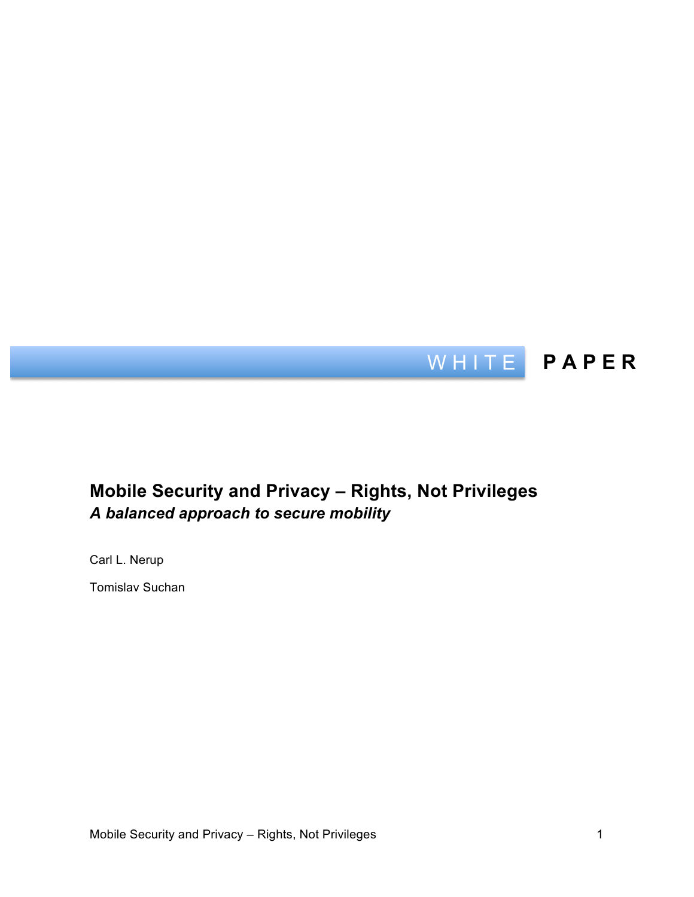WHITE **PAPER**

# Mobile Security and Privacy – Rights, Not Privileges

## *A balanced approach to secure mobility*

Carl L. Nerup

Tomislav Suchan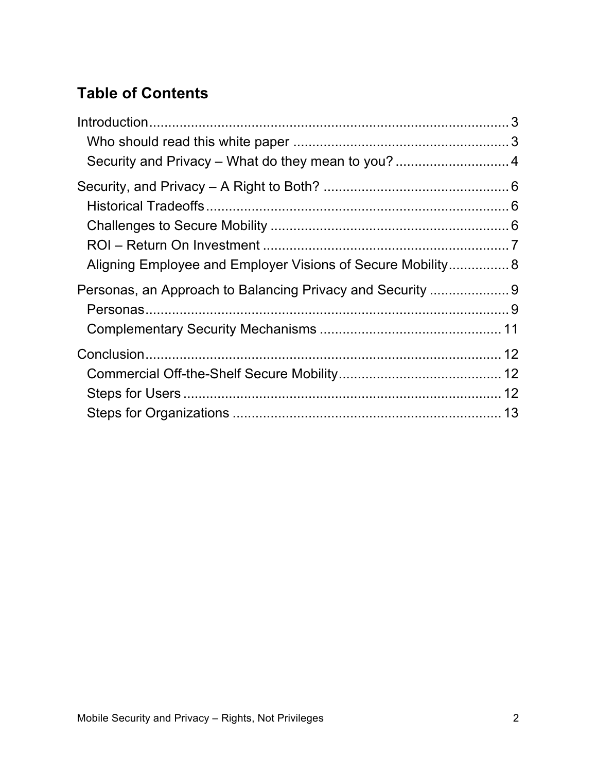## Table of Contents

Introduction ..... 3
- Who should read this white paper ..... 3
- Security and Privacy – What do they mean to you? ..... 4

Security, and Privacy – A Right to Both? ..... 6
- Historical Tradeoffs ..... 6
- Challenges to Secure Mobility ..... 6
- ROI – Return On Investment ..... 7
- Aligning Employee and Employer Visions of Secure Mobility ..... 8

Personas, an Approach to Balancing Privacy and Security ..... 9
- Personas ..... 9
- Complementary Security Mechanisms ..... 11

Conclusion ..... 12
- Commercial Off-the-Shelf Secure Mobility ..... 12
- Steps for Users ..... 12
- Steps for Organizations ..... 13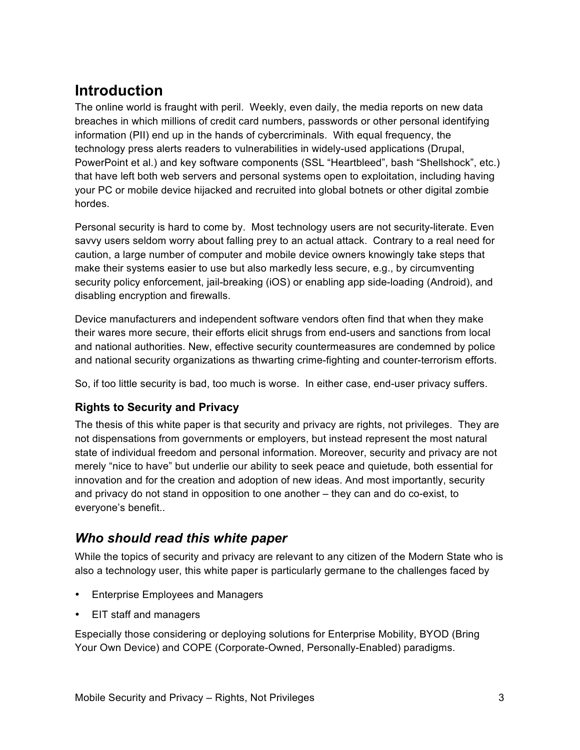# Introduction

The online world is fraught with peril. Weekly, even daily, the media reports on new data breaches in which millions of credit card numbers, passwords or other personal identifying information (PII) end up in the hands of cybercriminals. With equal frequency, the technology press alerts readers to vulnerabilities in widely-used applications (Drupal, PowerPoint et al.) and key software components (SSL "Heartbleed", bash "Shellshock", etc.) that have left both web servers and personal systems open to exploitation, including having your PC or mobile device hijacked and recruited into global botnets or other digital zombie hordes.

Personal security is hard to come by. Most technology users are not security-literate. Even savvy users seldom worry about falling prey to an actual attack. Contrary to a real need for caution, a large number of computer and mobile device owners knowingly take steps that make their systems easier to use but also markedly less secure, e.g., by circumventing security policy enforcement, jail-breaking (iOS) or enabling app side-loading (Android), and disabling encryption and firewalls.

Device manufacturers and independent software vendors often find that when they make their wares more secure, their efforts elicit shrugs from end-users and sanctions from local and national authorities. New, effective security countermeasures are condemned by police and national security organizations as thwarting crime-fighting and counter-terrorism efforts.

So, if too little security is bad, too much is worse. In either case, end-user privacy suffers.

### Rights to Security and Privacy

The thesis of this white paper is that security and privacy are rights, not privileges. They are not dispensations from governments or employers, but instead represent the most natural state of individual freedom and personal information. Moreover, security and privacy are not merely "nice to have" but underlie our ability to seek peace and quietude, both essential for innovation and for the creation and adoption of new ideas. And most importantly, security and privacy do not stand in opposition to one another – they can and do co-exist, to everyone's benefit..

## *Who should read this white paper*

While the topics of security and privacy are relevant to any citizen of the Modern State who is also a technology user, this white paper is particularly germane to the challenges faced by

- Enterprise Employees and Managers
- EIT staff and managers

Especially those considering or deploying solutions for Enterprise Mobility, BYOD (Bring Your Own Device) and COPE (Corporate-Owned, Personally-Enabled) paradigms.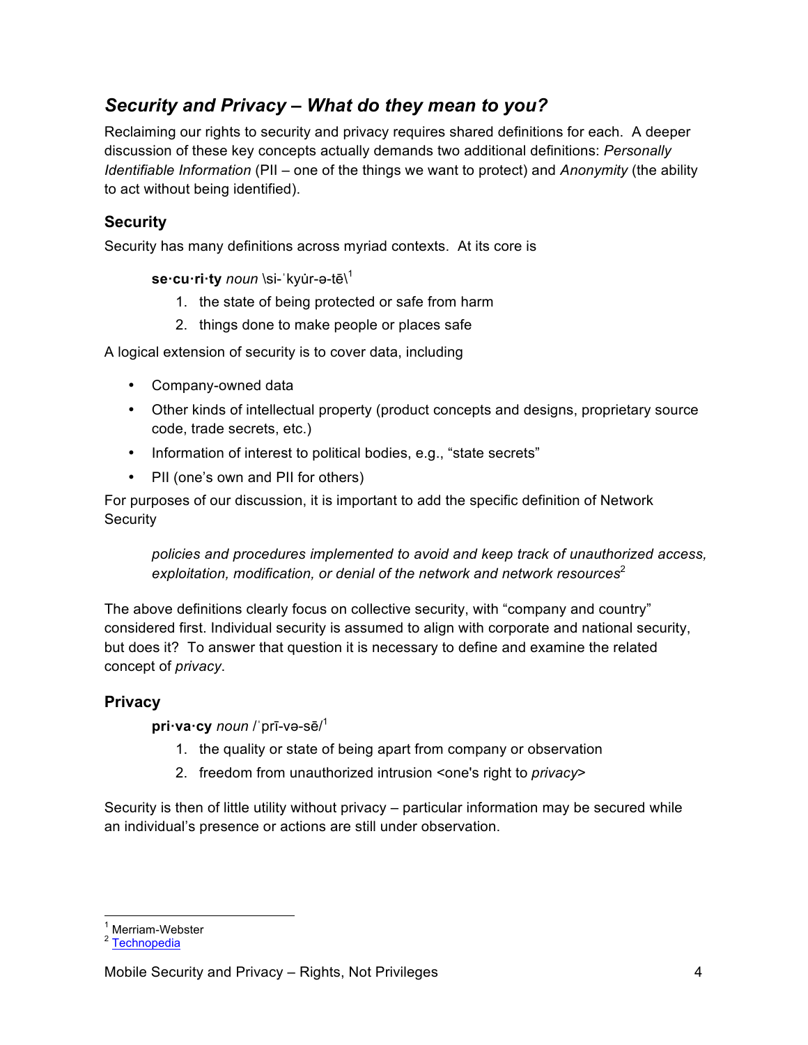## *Security and Privacy – What do they mean to you?*

Reclaiming our rights to security and privacy requires shared definitions for each. A deeper discussion of these key concepts actually demands two additional definitions: *Personally Identifiable Information* (PII – one of the things we want to protect) and *Anonymity* (the ability to act without being identified).

### Security

Security has many definitions across myriad contexts. At its core is

> **se·cu·ri·ty** *noun* \si-ˈkyu̇r-ə-tē\[1]
>
> 1. the state of being protected or safe from harm
> 2. things done to make people or places safe

A logical extension of security is to cover data, including

- Company-owned data
- Other kinds of intellectual property (product concepts and designs, proprietary source code, trade secrets, etc.)
- Information of interest to political bodies, e.g., "state secrets"
- PII (one's own and PII for others)

For purposes of our discussion, it is important to add the specific definition of Network Security

> *policies and procedures implemented to avoid and keep track of unauthorized access, exploitation, modification, or denial of the network and network resources*[2]

The above definitions clearly focus on collective security, with "company and country" considered first. Individual security is assumed to align with corporate and national security, but does it? To answer that question it is necessary to define and examine the related concept of *privacy*.

### Privacy

> **pri·va·cy** *noun* /ˈprī-və-sē/[1]
>
> 1. the quality or state of being apart from company or observation
> 2. freedom from unauthorized intrusion <one's right to *privacy*>

Security is then of little utility without privacy – particular information may be secured while an individual's presence or actions are still under observation.

---

[1] Merriam-Webster
[2] Technopedia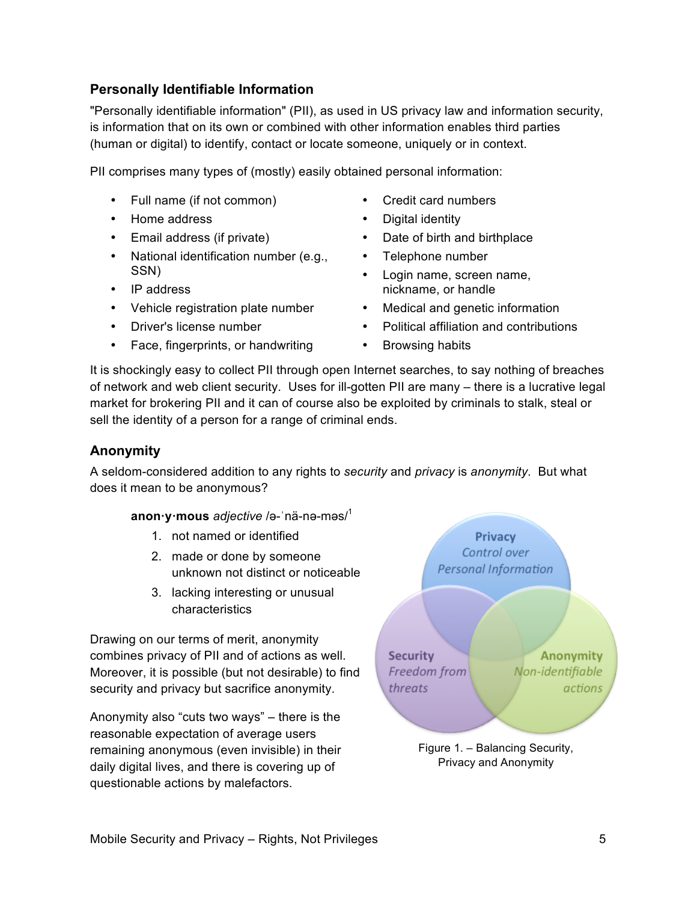## Personally Identifiable Information

"Personally identifiable information" (PII), as used in US privacy law and information security, is information that on its own or combined with other information enables third parties (human or digital) to identify, contact or locate someone, uniquely or in context.

PII comprises many types of (mostly) easily obtained personal information:

- Full name (if not common)
- Home address
- Email address (if private)
- National identification number (e.g., SSN)
- IP address
- Vehicle registration plate number
- Driver's license number
- Face, fingerprints, or handwriting
- Credit card numbers
- Digital identity
- Date of birth and birthplace
- Telephone number
- Login name, screen name, nickname, or handle
- Medical and genetic information
- Political affiliation and contributions
- Browsing habits

It is shockingly easy to collect PII through open Internet searches, to say nothing of breaches of network and web client security. Uses for ill-gotten PII are many – there is a lucrative legal market for brokering PII and it can of course also be exploited by criminals to stalk, steal or sell the identity of a person for a range of criminal ends.

## Anonymity

A seldom-considered addition to any rights to *security* and *privacy* is *anonymity*. But what does it mean to be anonymous?

**anon·y·mous** *adjective* /ə-ˈnä-nə-məs/[1]

1. not named or identified
2. made or done by someone unknown not distinct or noticeable
3. lacking interesting or unusual characteristics

Drawing on our terms of merit, anonymity combines privacy of PII and of actions as well. Moreover, it is possible (but not desirable) to find security and privacy but sacrifice anonymity.

Anonymity also "cuts two ways" – there is the reasonable expectation of average users remaining anonymous (even invisible) in their daily digital lives, and there is covering up of questionable actions by malefactors.

Privacy *Control over Personal Information*

Security *Freedom from threats*

Anonymity *Non-identifiable actions*

Figure 1. – Balancing Security, Privacy and Anonymity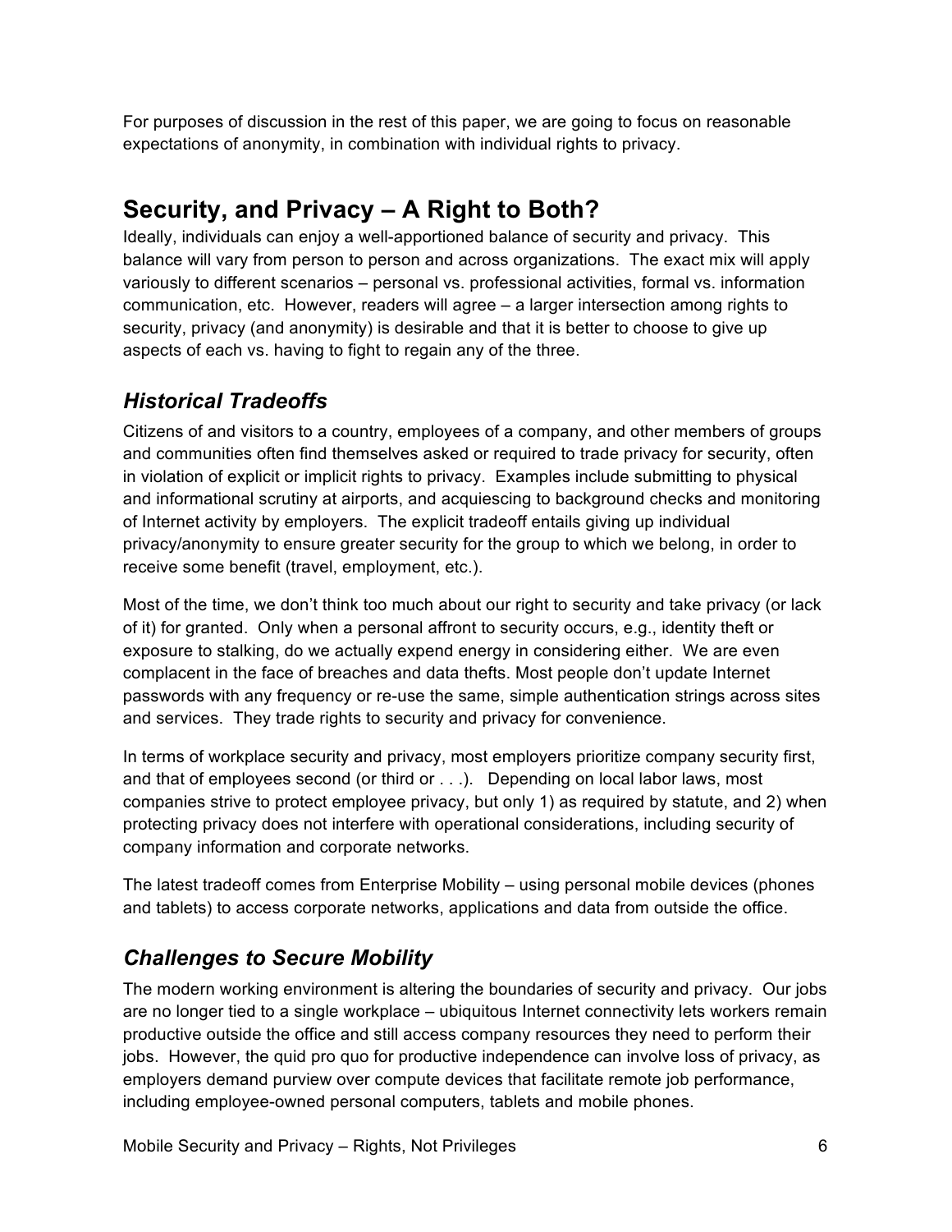For purposes of discussion in the rest of this paper, we are going to focus on reasonable expectations of anonymity, in combination with individual rights to privacy.

## Security, and Privacy – A Right to Both?

Ideally, individuals can enjoy a well-apportioned balance of security and privacy. This balance will vary from person to person and across organizations. The exact mix will apply variously to different scenarios – personal vs. professional activities, formal vs. information communication, etc. However, readers will agree – a larger intersection among rights to security, privacy (and anonymity) is desirable and that it is better to choose to give up aspects of each vs. having to fight to regain any of the three.

### *Historical Tradeoffs*

Citizens of and visitors to a country, employees of a company, and other members of groups and communities often find themselves asked or required to trade privacy for security, often in violation of explicit or implicit rights to privacy. Examples include submitting to physical and informational scrutiny at airports, and acquiescing to background checks and monitoring of Internet activity by employers. The explicit tradeoff entails giving up individual privacy/anonymity to ensure greater security for the group to which we belong, in order to receive some benefit (travel, employment, etc.).

Most of the time, we don't think too much about our right to security and take privacy (or lack of it) for granted. Only when a personal affront to security occurs, e.g., identity theft or exposure to stalking, do we actually expend energy in considering either. We are even complacent in the face of breaches and data thefts. Most people don't update Internet passwords with any frequency or re-use the same, simple authentication strings across sites and services. They trade rights to security and privacy for convenience.

In terms of workplace security and privacy, most employers prioritize company security first, and that of employees second (or third or . . .). Depending on local labor laws, most companies strive to protect employee privacy, but only 1) as required by statute, and 2) when protecting privacy does not interfere with operational considerations, including security of company information and corporate networks.

The latest tradeoff comes from Enterprise Mobility – using personal mobile devices (phones and tablets) to access corporate networks, applications and data from outside the office.

### *Challenges to Secure Mobility*

The modern working environment is altering the boundaries of security and privacy. Our jobs are no longer tied to a single workplace – ubiquitous Internet connectivity lets workers remain productive outside the office and still access company resources they need to perform their jobs. However, the quid pro quo for productive independence can involve loss of privacy, as employers demand purview over compute devices that facilitate remote job performance, including employee-owned personal computers, tablets and mobile phones.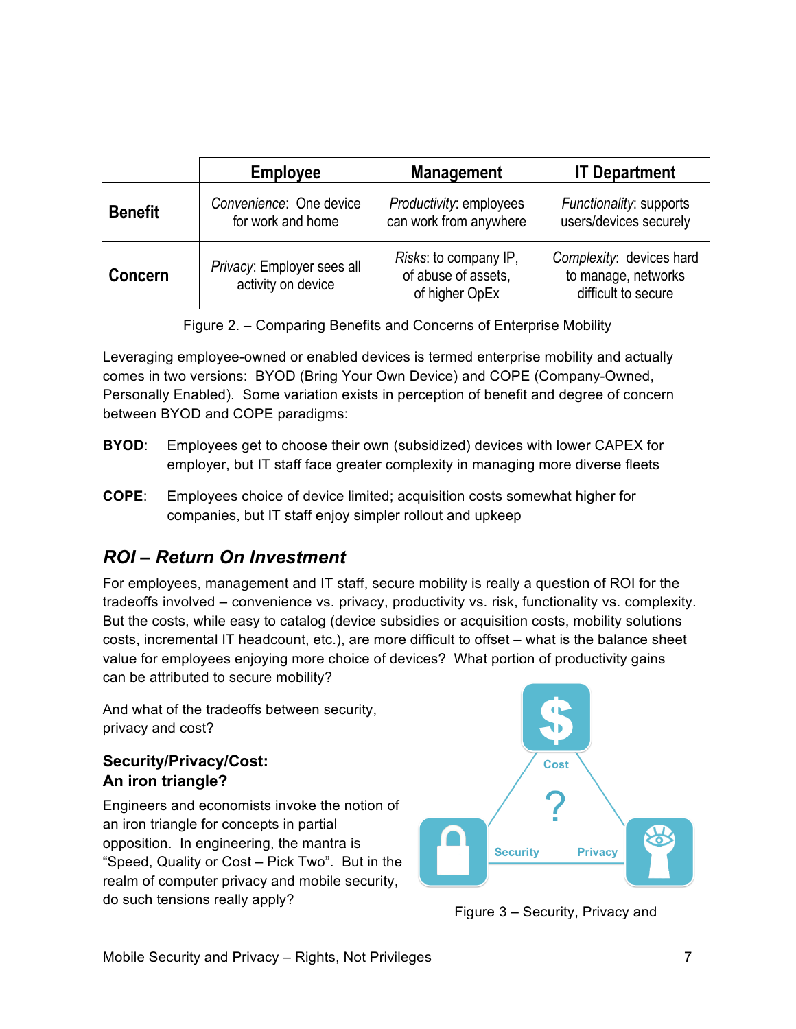| | Employee | Management | IT Department |
|---|---|---|---|
| **Benefit** | *Convenience*: One device for work and home | *Productivity*: employees can work from anywhere | *Functionality*: supports users/devices securely |
| **Concern** | *Privacy*: Employer sees all activity on device | *Risks*: to company IP, of abuse of assets, of higher OpEx | *Complexity*: devices hard to manage, networks difficult to secure |

Figure 2. – Comparing Benefits and Concerns of Enterprise Mobility

Leveraging employee-owned or enabled devices is termed enterprise mobility and actually comes in two versions: BYOD (Bring Your Own Device) and COPE (Company-Owned, Personally Enabled). Some variation exists in perception of benefit and degree of concern between BYOD and COPE paradigms:

**BYOD**: Employees get to choose their own (subsidized) devices with lower CAPEX for employer, but IT staff face greater complexity in managing more diverse fleets

**COPE**: Employees choice of device limited; acquisition costs somewhat higher for companies, but IT staff enjoy simpler rollout and upkeep

## *ROI – Return On Investment*

For employees, management and IT staff, secure mobility is really a question of ROI for the tradeoffs involved – convenience vs. privacy, productivity vs. risk, functionality vs. complexity. But the costs, while easy to catalog (device subsidies or acquisition costs, mobility solutions costs, incremental IT headcount, etc.), are more difficult to offset – what is the balance sheet value for employees enjoying more choice of devices? What portion of productivity gains can be attributed to secure mobility?

And what of the tradeoffs between security, privacy and cost?

### Security/Privacy/Cost: An iron triangle?

Engineers and economists invoke the notion of an iron triangle for concepts in partial opposition. In engineering, the mantra is "Speed, Quality or Cost – Pick Two". But in the realm of computer privacy and mobile security, do such tensions really apply?

Figure 3 – Security, Privacy and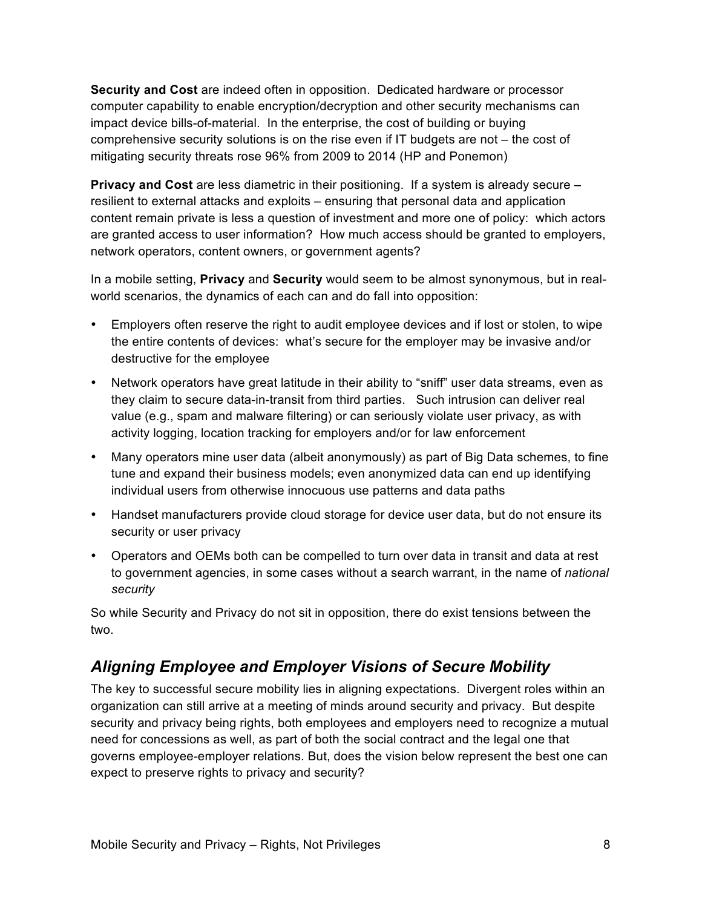**Security and Cost** are indeed often in opposition. Dedicated hardware or processor computer capability to enable encryption/decryption and other security mechanisms can impact device bills-of-material. In the enterprise, the cost of building or buying comprehensive security solutions is on the rise even if IT budgets are not – the cost of mitigating security threats rose 96% from 2009 to 2014 (HP and Ponemon)

**Privacy and Cost** are less diametric in their positioning. If a system is already secure – resilient to external attacks and exploits – ensuring that personal data and application content remain private is less a question of investment and more one of policy: which actors are granted access to user information? How much access should be granted to employers, network operators, content owners, or government agents?

In a mobile setting, **Privacy** and **Security** would seem to be almost synonymous, but in real-world scenarios, the dynamics of each can and do fall into opposition:

- Employers often reserve the right to audit employee devices and if lost or stolen, to wipe the entire contents of devices: what's secure for the employer may be invasive and/or destructive for the employee
- Network operators have great latitude in their ability to "sniff" user data streams, even as they claim to secure data-in-transit from third parties. Such intrusion can deliver real value (e.g., spam and malware filtering) or can seriously violate user privacy, as with activity logging, location tracking for employers and/or for law enforcement
- Many operators mine user data (albeit anonymously) as part of Big Data schemes, to fine tune and expand their business models; even anonymized data can end up identifying individual users from otherwise innocuous use patterns and data paths
- Handset manufacturers provide cloud storage for device user data, but do not ensure its security or user privacy
- Operators and OEMs both can be compelled to turn over data in transit and data at rest to government agencies, in some cases without a search warrant, in the name of *national security*

So while Security and Privacy do not sit in opposition, there do exist tensions between the two.

## *Aligning Employee and Employer Visions of Secure Mobility*

The key to successful secure mobility lies in aligning expectations. Divergent roles within an organization can still arrive at a meeting of minds around security and privacy. But despite security and privacy being rights, both employees and employers need to recognize a mutual need for concessions as well, as part of both the social contract and the legal one that governs employee-employer relations. But, does the vision below represent the best one can expect to preserve rights to privacy and security?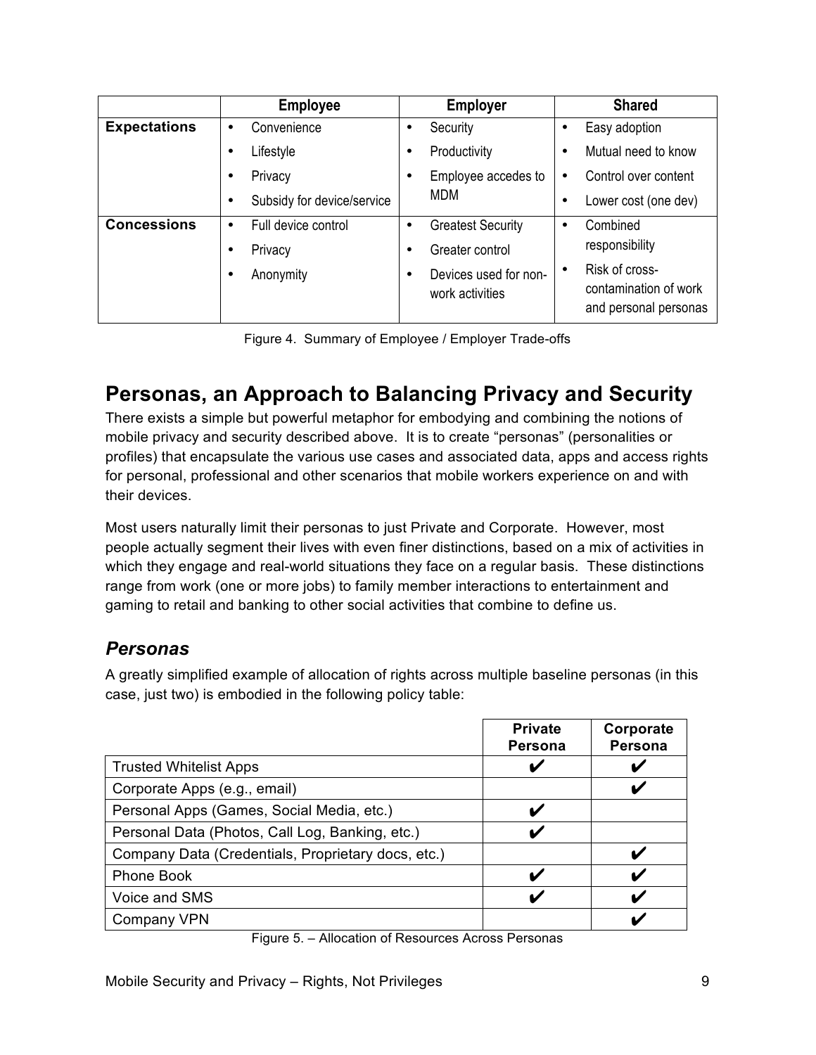| | Employee | Employer | Shared |
|---|---|---|---|
| **Expectations** | • Convenience<br>• Lifestyle<br>• Privacy<br>• Subsidy for device/service | • Security<br>• Productivity<br>• Employee accedes to MDM | • Easy adoption<br>• Mutual need to know<br>• Control over content<br>• Lower cost (one dev) |
| **Concessions** | • Full device control<br>• Privacy<br>• Anonymity | • Greatest Security<br>• Greater control<br>• Devices used for non-work activities | • Combined responsibility<br>• Risk of cross-contamination of work and personal personas |

Figure 4. Summary of Employee / Employer Trade-offs

## Personas, an Approach to Balancing Privacy and Security

There exists a simple but powerful metaphor for embodying and combining the notions of mobile privacy and security described above. It is to create "personas" (personalities or profiles) that encapsulate the various use cases and associated data, apps and access rights for personal, professional and other scenarios that mobile workers experience on and with their devices.

Most users naturally limit their personas to just Private and Corporate. However, most people actually segment their lives with even finer distinctions, based on a mix of activities in which they engage and real-world situations they face on a regular basis. These distinctions range from work (one or more jobs) to family member interactions to entertainment and gaming to retail and banking to other social activities that combine to define us.

### *Personas*

A greatly simplified example of allocation of rights across multiple baseline personas (in this case, just two) is embodied in the following policy table:

| | Private Persona | Corporate Persona |
|---|---|---|
| Trusted Whitelist Apps | ✔ | ✔ |
| Corporate Apps (e.g., email) | | ✔ |
| Personal Apps (Games, Social Media, etc.) | ✔ | |
| Personal Data (Photos, Call Log, Banking, etc.) | ✔ | |
| Company Data (Credentials, Proprietary docs, etc.) | | ✔ |
| Phone Book | ✔ | ✔ |
| Voice and SMS | ✔ | ✔ |
| Company VPN | | ✔ |

Figure 5. – Allocation of Resources Across Personas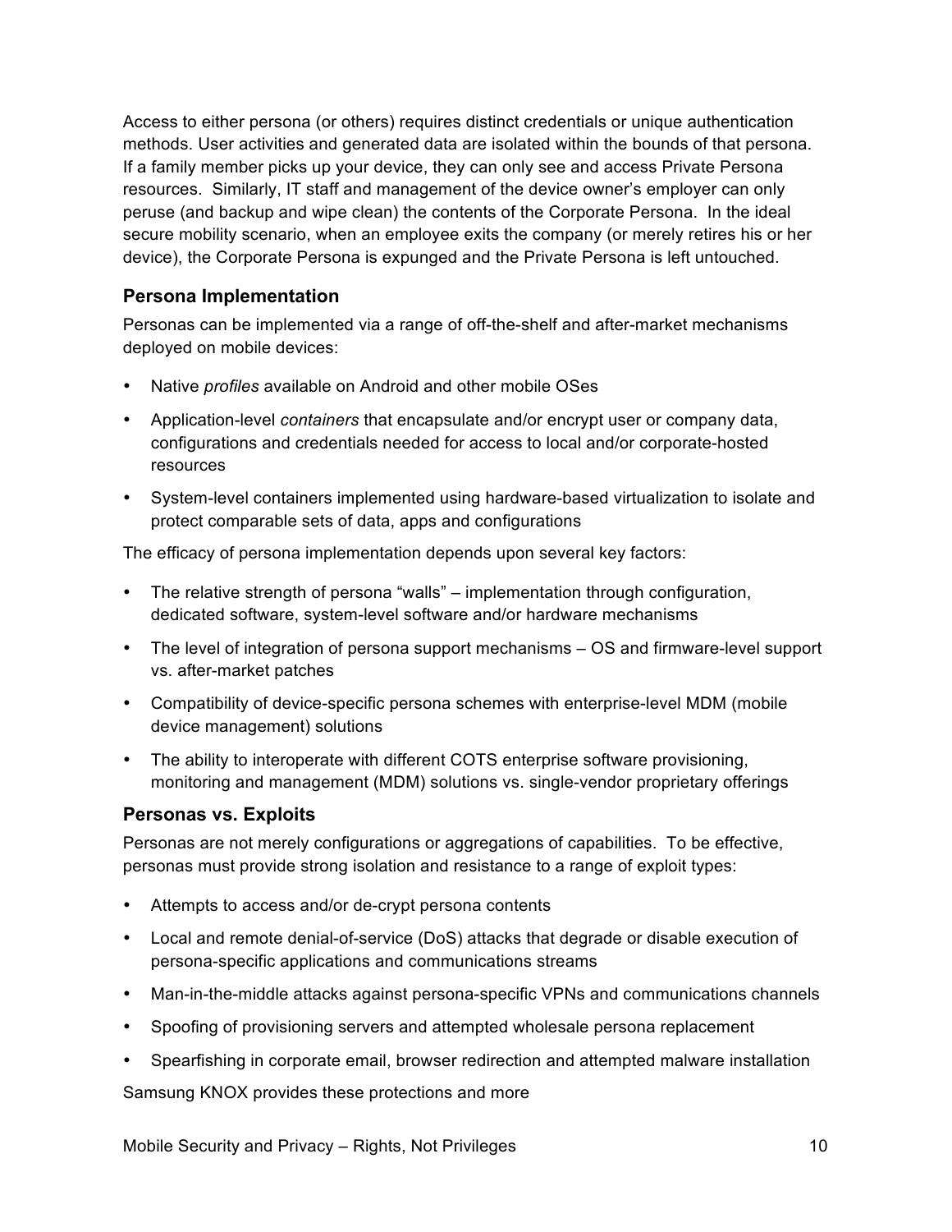Access to either persona (or others) requires distinct credentials or unique authentication methods. User activities and generated data are isolated within the bounds of that persona. If a family member picks up your device, they can only see and access Private Persona resources. Similarly, IT staff and management of the device owner's employer can only peruse (and backup and wipe clean) the contents of the Corporate Persona. In the ideal secure mobility scenario, when an employee exits the company (or merely retires his or her device), the Corporate Persona is expunged and the Private Persona is left untouched.

### Persona Implementation

Personas can be implemented via a range of off-the-shelf and after-market mechanisms deployed on mobile devices:

- Native *profiles* available on Android and other mobile OSes
- Application-level *containers* that encapsulate and/or encrypt user or company data, configurations and credentials needed for access to local and/or corporate-hosted resources
- System-level containers implemented using hardware-based virtualization to isolate and protect comparable sets of data, apps and configurations

The efficacy of persona implementation depends upon several key factors:

- The relative strength of persona "walls" – implementation through configuration, dedicated software, system-level software and/or hardware mechanisms
- The level of integration of persona support mechanisms – OS and firmware-level support vs. after-market patches
- Compatibility of device-specific persona schemes with enterprise-level MDM (mobile device management) solutions
- The ability to interoperate with different COTS enterprise software provisioning, monitoring and management (MDM) solutions vs. single-vendor proprietary offerings

### Personas vs. Exploits

Personas are not merely configurations or aggregations of capabilities. To be effective, personas must provide strong isolation and resistance to a range of exploit types:

- Attempts to access and/or de-crypt persona contents
- Local and remote denial-of-service (DoS) attacks that degrade or disable execution of persona-specific applications and communications streams
- Man-in-the-middle attacks against persona-specific VPNs and communications channels
- Spoofing of provisioning servers and attempted wholesale persona replacement
- Spearfishing in corporate email, browser redirection and attempted malware installation

Samsung KNOX provides these protections and more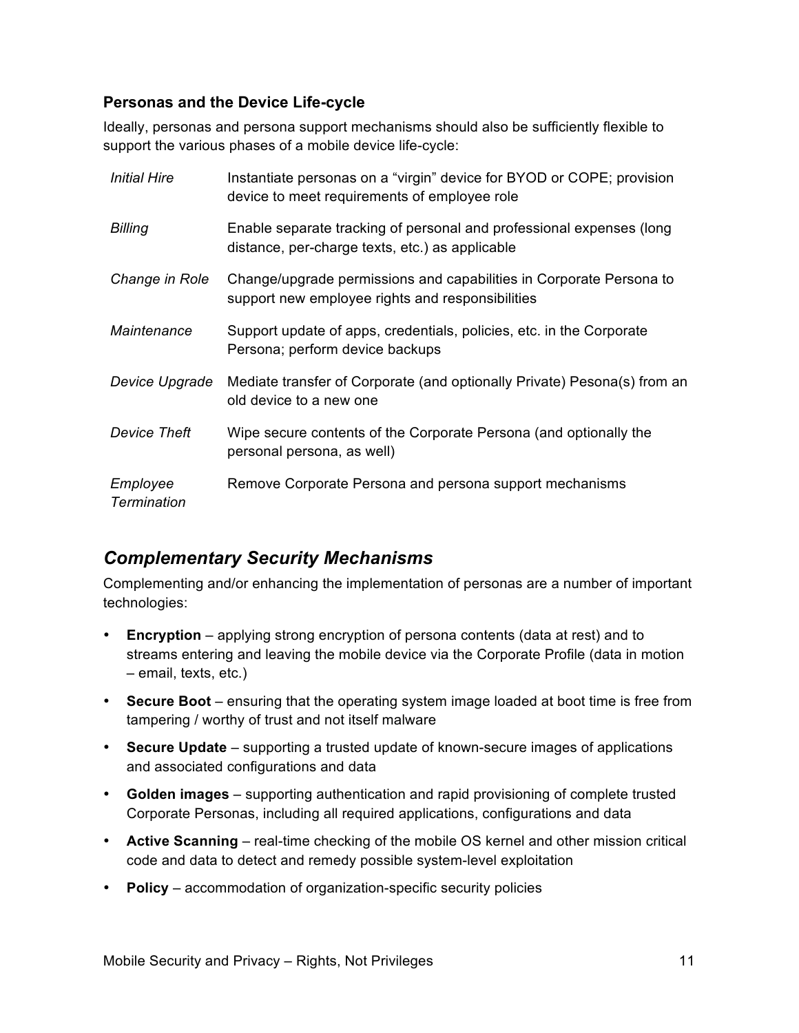### Personas and the Device Life-cycle

Ideally, personas and persona support mechanisms should also be sufficiently flexible to support the various phases of a mobile device life-cycle:

| | |
|---|---|
| *Initial Hire* | Instantiate personas on a "virgin" device for BYOD or COPE; provision device to meet requirements of employee role |
| *Billing* | Enable separate tracking of personal and professional expenses (long distance, per-charge texts, etc.) as applicable |
| *Change in Role* | Change/upgrade permissions and capabilities in Corporate Persona to support new employee rights and responsibilities |
| *Maintenance* | Support update of apps, credentials, policies, etc. in the Corporate Persona; perform device backups |
| *Device Upgrade* | Mediate transfer of Corporate (and optionally Private) Pesona(s) from an old device to a new one |
| *Device Theft* | Wipe secure contents of the Corporate Persona (and optionally the personal persona, as well) |
| *Employee Termination* | Remove Corporate Persona and persona support mechanisms |

## *Complementary Security Mechanisms*

Complementing and/or enhancing the implementation of personas are a number of important technologies:

- **Encryption** – applying strong encryption of persona contents (data at rest) and to streams entering and leaving the mobile device via the Corporate Profile (data in motion – email, texts, etc.)
- **Secure Boot** – ensuring that the operating system image loaded at boot time is free from tampering / worthy of trust and not itself malware
- **Secure Update** – supporting a trusted update of known-secure images of applications and associated configurations and data
- **Golden images** – supporting authentication and rapid provisioning of complete trusted Corporate Personas, including all required applications, configurations and data
- **Active Scanning** – real-time checking of the mobile OS kernel and other mission critical code and data to detect and remedy possible system-level exploitation
- **Policy** – accommodation of organization-specific security policies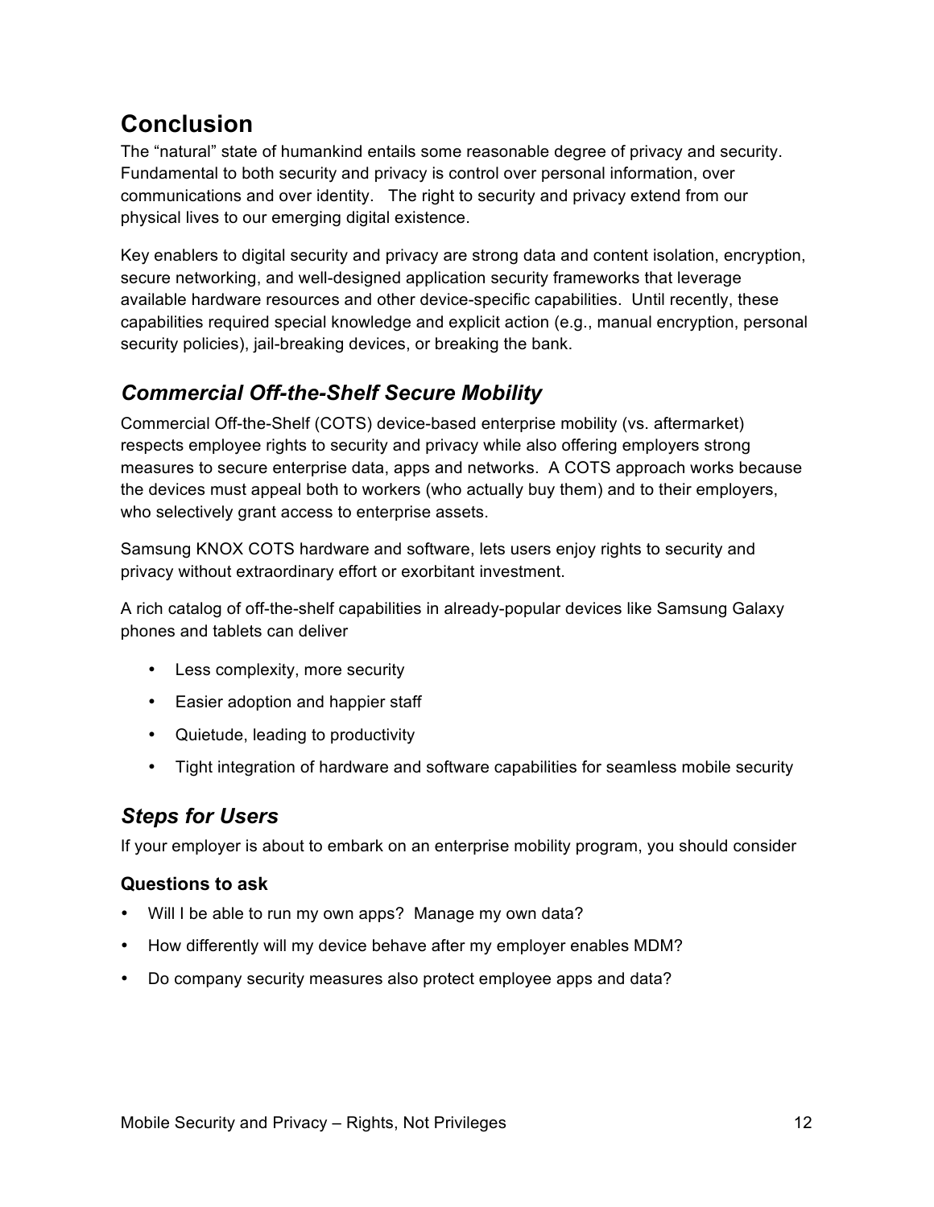# Conclusion

The "natural" state of humankind entails some reasonable degree of privacy and security. Fundamental to both security and privacy is control over personal information, over communications and over identity. The right to security and privacy extend from our physical lives to our emerging digital existence.

Key enablers to digital security and privacy are strong data and content isolation, encryption, secure networking, and well-designed application security frameworks that leverage available hardware resources and other device-specific capabilities. Until recently, these capabilities required special knowledge and explicit action (e.g., manual encryption, personal security policies), jail-breaking devices, or breaking the bank.

## *Commercial Off-the-Shelf Secure Mobility*

Commercial Off-the-Shelf (COTS) device-based enterprise mobility (vs. aftermarket) respects employee rights to security and privacy while also offering employers strong measures to secure enterprise data, apps and networks. A COTS approach works because the devices must appeal both to workers (who actually buy them) and to their employers, who selectively grant access to enterprise assets.

Samsung KNOX COTS hardware and software, lets users enjoy rights to security and privacy without extraordinary effort or exorbitant investment.

A rich catalog of off-the-shelf capabilities in already-popular devices like Samsung Galaxy phones and tablets can deliver

- Less complexity, more security
- Easier adoption and happier staff
- Quietude, leading to productivity
- Tight integration of hardware and software capabilities for seamless mobile security

## *Steps for Users*

If your employer is about to embark on an enterprise mobility program, you should consider

### Questions to ask

- Will I be able to run my own apps? Manage my own data?
- How differently will my device behave after my employer enables MDM?
- Do company security measures also protect employee apps and data?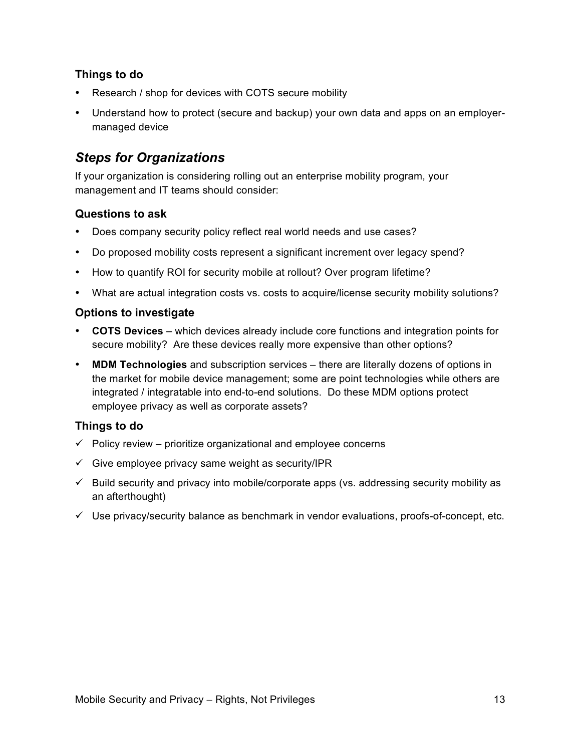### Things to do

- Research / shop for devices with COTS secure mobility
- Understand how to protect (secure and backup) your own data and apps on an employer-managed device

## *Steps for Organizations*

If your organization is considering rolling out an enterprise mobility program, your management and IT teams should consider:

### Questions to ask

- Does company security policy reflect real world needs and use cases?
- Do proposed mobility costs represent a significant increment over legacy spend?
- How to quantify ROI for security mobile at rollout? Over program lifetime?
- What are actual integration costs vs. costs to acquire/license security mobility solutions?

### Options to investigate

- **COTS Devices** – which devices already include core functions and integration points for secure mobility? Are these devices really more expensive than other options?
- **MDM Technologies** and subscription services – there are literally dozens of options in the market for mobile device management; some are point technologies while others are integrated / integratable into end-to-end solutions. Do these MDM options protect employee privacy as well as corporate assets?

### Things to do

- ✓ Policy review – prioritize organizational and employee concerns
- ✓ Give employee privacy same weight as security/IPR
- ✓ Build security and privacy into mobile/corporate apps (vs. addressing security mobility as an afterthought)
- ✓ Use privacy/security balance as benchmark in vendor evaluations, proofs-of-concept, etc.